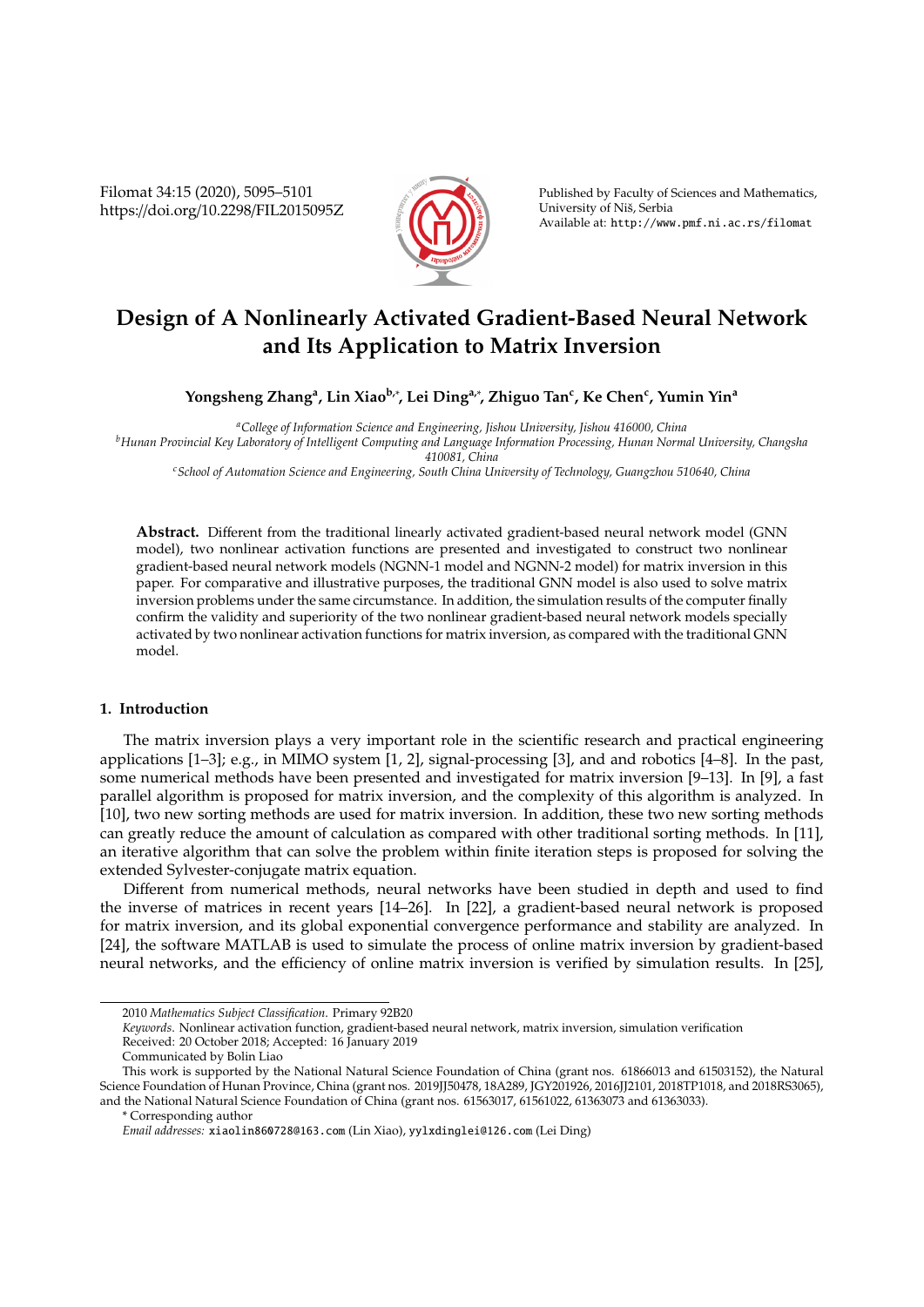Filomat 34:15 (2020), 5095–5101
https://doi.org/10.2298/FIL2015095Z

Published by Faculty of Sciences and Mathematics, University of Niš, Serbia
Available at: http://www.pmf.ni.ac.rs/filomat

# Design of A Nonlinearly Activated Gradient-Based Neural Network and Its Application to Matrix Inversion

**Yongsheng Zhang[a], Lin Xiao[b,*], Lei Ding[a,*], Zhiguo Tan[c], Ke Chen[c], Yumin Yin[a]**

[a] *College of Information Science and Engineering, Jishou University, Jishou 416000, China*
[b] *Hunan Provincial Key Laboratory of Intelligent Computing and Language Information Processing, Hunan Normal University, Changsha 410081, China*
[c] *School of Automation Science and Engineering, South China University of Technology, Guangzhou 510640, China*

**Abstract.** Different from the traditional linearly activated gradient-based neural network model (GNN model), two nonlinear activation functions are presented and investigated to construct two nonlinear gradient-based neural network models (NGNN-1 model and NGNN-2 model) for matrix inversion in this paper. For comparative and illustrative purposes, the traditional GNN model is also used to solve matrix inversion problems under the same circumstance. In addition, the simulation results of the computer finally confirm the validity and superiority of the two nonlinear gradient-based neural network models specially activated by two nonlinear activation functions for matrix inversion, as compared with the traditional GNN model.

## 1. Introduction

The matrix inversion plays a very important role in the scientific research and practical engineering applications [1–3]; e.g., in MIMO system [1, 2], signal-processing [3], and and robotics [4–8]. In the past, some numerical methods have been presented and investigated for matrix inversion [9–13]. In [9], a fast parallel algorithm is proposed for matrix inversion, and the complexity of this algorithm is analyzed. In [10], two new sorting methods are used for matrix inversion. In addition, these two new sorting methods can greatly reduce the amount of calculation as compared with other traditional sorting methods. In [11], an iterative algorithm that can solve the problem within finite iteration steps is proposed for solving the extended Sylvester-conjugate matrix equation.

Different from numerical methods, neural networks have been studied in depth and used to find the inverse of matrices in recent years [14–26]. In [22], a gradient-based neural network is proposed for matrix inversion, and its global exponential convergence performance and stability are analyzed. In [24], the software MATLAB is used to simulate the process of online matrix inversion by gradient-based neural networks, and the efficiency of online matrix inversion is verified by simulation results. In [25],

---

2010 *Mathematics Subject Classification.* Primary 92B20
*Keywords.* Nonlinear activation function, gradient-based neural network, matrix inversion, simulation verification
Received: 20 October 2018; Accepted: 16 January 2019
Communicated by Bolin Liao
This work is supported by the National Natural Science Foundation of China (grant nos. 61866013 and 61503152), the Natural Science Foundation of Hunan Province, China (grant nos. 2019JJ50478, 18A289, JGY201926, 2016JJ2101, 2018TP1018, and 2018RS3065), and the National Natural Science Foundation of China (grant nos. 61563017, 61561022, 61363073 and 61363033).
\* Corresponding author
*Email addresses:* xiaolin860728@163.com (Lin Xiao), yylxdinglei@126.com (Lei Ding)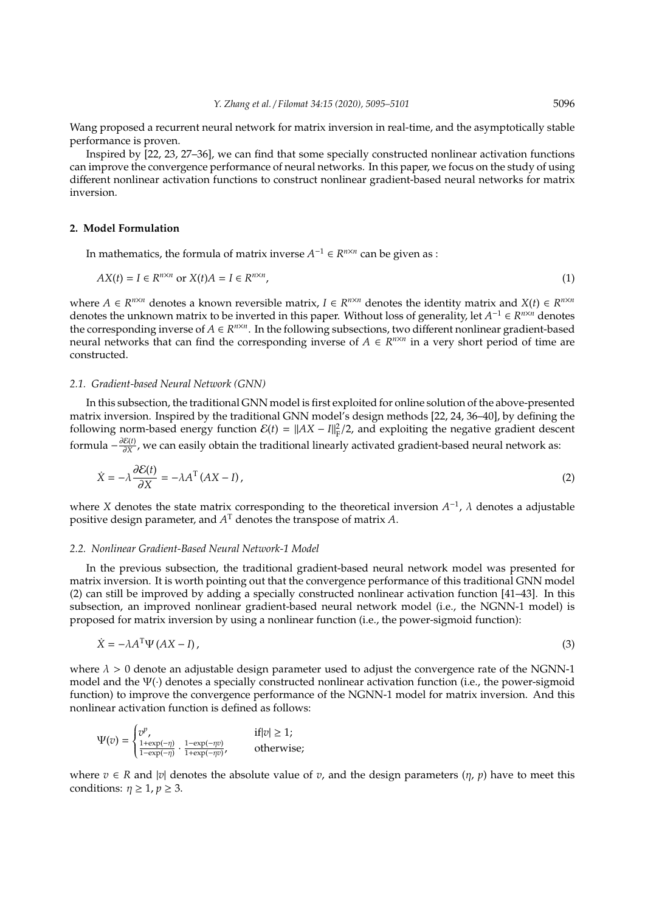Wang proposed a recurrent neural network for matrix inversion in real-time, and the asymptotically stable performance is proven.

Inspired by [22, 23, 27–36], we can find that some specially constructed nonlinear activation functions can improve the convergence performance of neural networks. In this paper, we focus on the study of using different nonlinear activation functions to construct nonlinear gradient-based neural networks for matrix inversion.

## 2. Model Formulation

In mathematics, the formula of matrix inverse $A^{-1} \in R^{n\times n}$ can be given as :

$$AX(t) = I \in R^{n\times n} \text{ or } X(t)A = I \in R^{n\times n}, \tag{1}$$

where $A \in R^{n\times n}$ denotes a known reversible matrix, $I \in R^{n\times n}$ denotes the identity matrix and $X(t) \in R^{n\times n}$ denotes the unknown matrix to be inverted in this paper. Without loss of generality, let $A^{-1} \in R^{n\times n}$ denotes the corresponding inverse of $A \in R^{n\times n}$. In the following subsections, two different nonlinear gradient-based neural networks that can find the corresponding inverse of $A \in R^{n\times n}$ in a very short period of time are constructed.

### 2.1. Gradient-based Neural Network (GNN)

In this subsection, the traditional GNN model is first exploited for online solution of the above-presented matrix inversion. Inspired by the traditional GNN model's design methods [22, 24, 36–40], by defining the following norm-based energy function $\mathcal{E}(t) = \|AX - I\|_{\mathrm{F}}^2/2$, and exploiting the negative gradient descent formula $-\frac{\partial \mathcal{E}(t)}{\partial X}$, we can easily obtain the traditional linearly activated gradient-based neural network as:

$$\dot{X} = -\lambda \frac{\partial \mathcal{E}(t)}{\partial X} = -\lambda A^{\mathrm{T}} (AX - I), \tag{2}$$

where $X$ denotes the state matrix corresponding to the theoretical inversion $A^{-1}$, $\lambda$ denotes a adjustable positive design parameter, and $A^{\mathrm{T}}$ denotes the transpose of matrix $A$.

### 2.2. Nonlinear Gradient-Based Neural Network-1 Model

In the previous subsection, the traditional gradient-based neural network model was presented for matrix inversion. It is worth pointing out that the convergence performance of this traditional GNN model (2) can still be improved by adding a specially constructed nonlinear activation function [41–43]. In this subsection, an improved nonlinear gradient-based neural network model (i.e., the NGNN-1 model) is proposed for matrix inversion by using a nonlinear function (i.e., the power-sigmoid function):

$$\dot{X} = -\lambda A^{\mathrm{T}} \Psi (AX - I), \tag{3}$$

where $\lambda > 0$ denote an adjustable design parameter used to adjust the convergence rate of the NGNN-1 model and the $\Psi(\cdot)$ denotes a specially constructed nonlinear activation function (i.e., the power-sigmoid function) to improve the convergence performance of the NGNN-1 model for matrix inversion. And this nonlinear activation function is defined as follows:

$$\Psi(v) = \begin{cases} v^p, & \text{if} |v| \geq 1; \\ \frac{1+\exp(-\eta)}{1-\exp(-\eta)} \cdot \frac{1-\exp(-\eta v)}{1+\exp(-\eta v)}, & \text{otherwise}; \end{cases}$$

where $v \in R$ and $|v|$ denotes the absolute value of $v$, and the design parameters $(\eta, p)$ have to meet this conditions: $\eta \geq 1$, $p \geq 3$.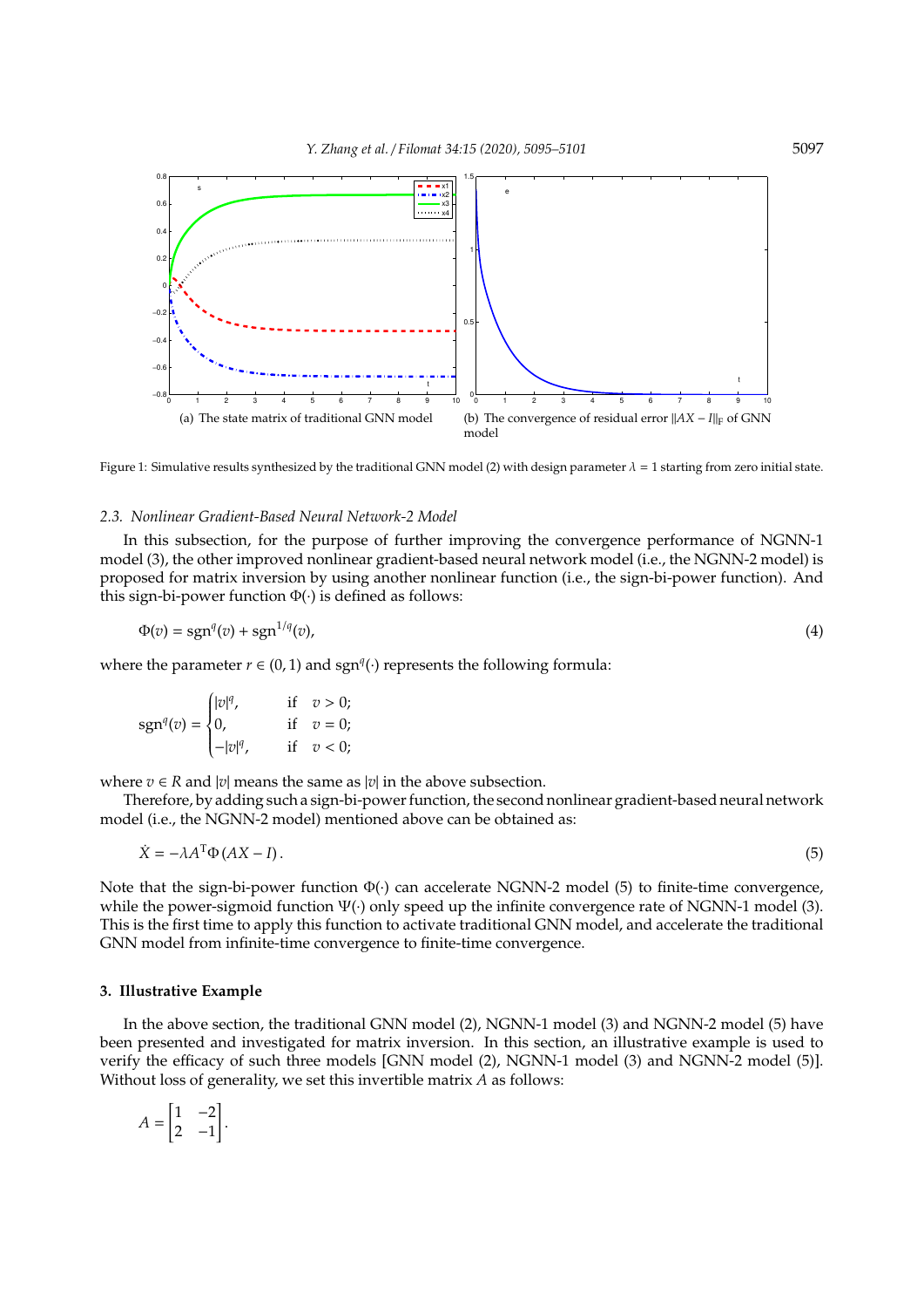(a) The state matrix of traditional GNN model

(b) The convergence of residual error $\|AX - I\|_{\mathrm{F}}$ of GNN model

Figure 1: Simulative results synthesized by the traditional GNN model (2) with design parameter $\lambda = 1$ starting from zero initial state.

### 2.3. *Nonlinear Gradient-Based Neural Network-2 Model*

In this subsection, for the purpose of further improving the convergence performance of NGNN-1 model (3), the other improved nonlinear gradient-based neural network model (i.e., the NGNN-2 model) is proposed for matrix inversion by using another nonlinear function (i.e., the sign-bi-power function). And this sign-bi-power function $\Phi(\cdot)$ is defined as follows:

$$\Phi(v) = \mathrm{sgn}^q(v) + \mathrm{sgn}^{1/q}(v), \tag{4}$$

where the parameter $r \in (0, 1)$ and $\mathrm{sgn}^q(\cdot)$ represents the following formula:

$$\mathrm{sgn}^q(v) = \begin{cases} |v|^q, & \text{if} \quad v > 0; \\ 0, & \text{if} \quad v = 0; \\ -|v|^q, & \text{if} \quad v < 0; \end{cases}$$

where $v \in R$ and $|v|$ means the same as $|v|$ in the above subsection.

Therefore, by adding such a sign-bi-power function, the second nonlinear gradient-based neural network model (i.e., the NGNN-2 model) mentioned above can be obtained as:

$$\dot{X} = -\lambda A^{\mathrm{T}} \Phi\left(AX - I\right). \tag{5}$$

Note that the sign-bi-power function $\Phi(\cdot)$ can accelerate NGNN-2 model (5) to finite-time convergence, while the power-sigmoid function $\Psi(\cdot)$ only speed up the infinite convergence rate of NGNN-1 model (3). This is the first time to apply this function to activate traditional GNN model, and accelerate the traditional GNN model from infinite-time convergence to finite-time convergence.

## 3. Illustrative Example

In the above section, the traditional GNN model (2), NGNN-1 model (3) and NGNN-2 model (5) have been presented and investigated for matrix inversion. In this section, an illustrative example is used to verify the efficacy of such three models [GNN model (2), NGNN-1 model (3) and NGNN-2 model (5)]. Without loss of generality, we set this invertible matrix $A$ as follows:

$$A = \begin{bmatrix} 1 & -2 \\ 2 & -1 \end{bmatrix}.$$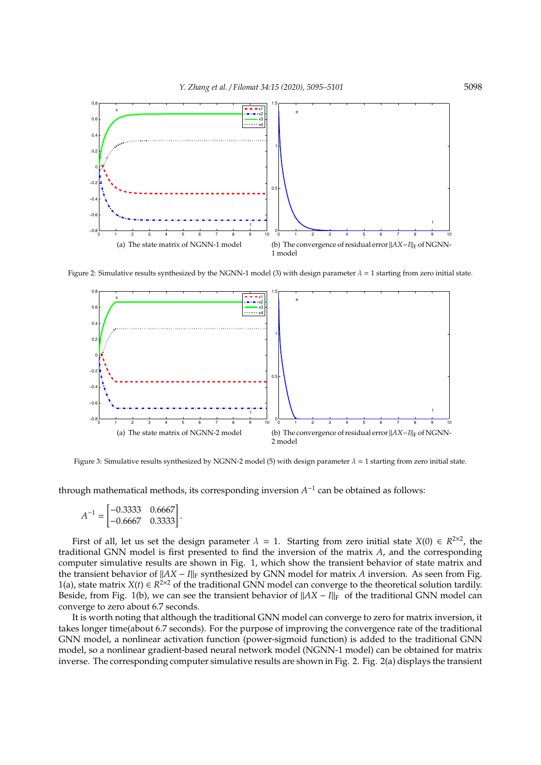(a) The state matrix of NGNN-1 model

(b) The convergence of residual error $\|AX-I\|_F$ of NGNN-1 model

Figure 2: Simulative results synthesized by the NGNN-1 model (3) with design parameter $\lambda = 1$ starting from zero initial state.

(a) The state matrix of NGNN-2 model

(b) The convergence of residual error $\|AX-I\|_F$ of NGNN-2 model

Figure 3: Simulative results synthesized by NGNN-2 model (5) with design parameter $\lambda = 1$ starting from zero initial state.

through mathematical methods, its corresponding inversion $A^{-1}$ can be obtained as follows:

$$A^{-1} = \begin{bmatrix} -0.3333 & 0.6667 \\ -0.6667 & 0.3333 \end{bmatrix}.$$

First of all, let us set the design parameter $\lambda = 1$. Starting from zero initial state $X(0) \in R^{2\times 2}$, the traditional GNN model is first presented to find the inversion of the matrix $A$, and the corresponding computer simulative results are shown in Fig. 1, which show the transient behavior of state matrix and the transient behavior of $\|AX - I\|_F$ synthesized by GNN model for matrix $A$ inversion. As seen from Fig. 1(a), state matrix $X(t) \in R^{2\times 2}$ of the traditional GNN model can converge to the theoretical solution tardily. Beside, from Fig. 1(b), we can see the transient behavior of $\|AX - I\|_F$ of the traditional GNN model can converge to zero about 6.7 seconds.

It is worth noting that although the traditional GNN model can converge to zero for matrix inversion, it takes longer time(about 6.7 seconds). For the purpose of improving the convergence rate of the traditional GNN model, a nonlinear activation function (power-sigmoid function) is added to the traditional GNN model, so a nonlinear gradient-based neural network model (NGNN-1 model) can be obtained for matrix inverse. The corresponding computer simulative results are shown in Fig. 2. Fig. 2(a) displays the transient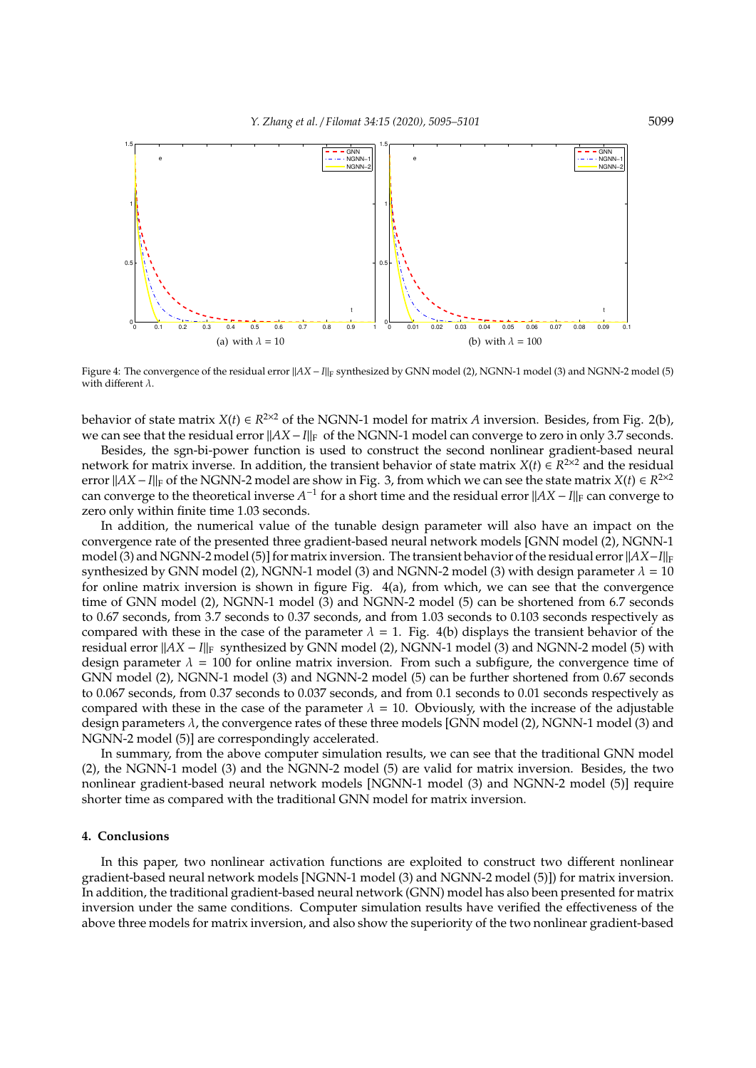(a) with $\lambda = 10$ (b) with $\lambda = 100$

Figure 4: The convergence of the residual error $\|AX - I\|_F$ synthesized by GNN model (2), NGNN-1 model (3) and NGNN-2 model (5) with different $\lambda$.

behavior of state matrix $X(t) \in R^{2\times 2}$ of the NGNN-1 model for matrix $A$ inversion. Besides, from Fig. 2(b), we can see that the residual error $\|AX - I\|_F$ of the NGNN-1 model can converge to zero in only 3.7 seconds.

Besides, the sgn-bi-power function is used to construct the second nonlinear gradient-based neural network for matrix inverse. In addition, the transient behavior of state matrix $X(t) \in R^{2\times 2}$ and the residual error $\|AX - I\|_F$ of the NGNN-2 model are show in Fig. 3, from which we can see the state matrix $X(t) \in R^{2\times 2}$ can converge to the theoretical inverse $A^{-1}$ for a short time and the residual error $\|AX - I\|_F$ can converge to zero only within finite time 1.03 seconds.

In addition, the numerical value of the tunable design parameter will also have an impact on the convergence rate of the presented three gradient-based neural network models [GNN model (2), NGNN-1 model (3) and NGNN-2 model (5)] for matrix inversion. The transient behavior of the residual error $\|AX - I\|_F$ synthesized by GNN model (2), NGNN-1 model (3) and NGNN-2 model (3) with design parameter $\lambda = 10$ for online matrix inversion is shown in figure Fig. 4(a), from which, we can see that the convergence time of GNN model (2), NGNN-1 model (3) and NGNN-2 model (5) can be shortened from 6.7 seconds to 0.67 seconds, from 3.7 seconds to 0.37 seconds, and from 1.03 seconds to 0.103 seconds respectively as compared with these in the case of the parameter $\lambda = 1$. Fig. 4(b) displays the transient behavior of the residual error $\|AX - I\|_F$ synthesized by GNN model (2), NGNN-1 model (3) and NGNN-2 model (5) with design parameter $\lambda = 100$ for online matrix inversion. From such a subfigure, the convergence time of GNN model (2), NGNN-1 model (3) and NGNN-2 model (5) can be further shortened from 0.67 seconds to 0.067 seconds, from 0.37 seconds to 0.037 seconds, and from 0.1 seconds to 0.01 seconds respectively as compared with these in the case of the parameter $\lambda = 10$. Obviously, with the increase of the adjustable design parameters $\lambda$, the convergence rates of these three models [GNN model (2), NGNN-1 model (3) and NGNN-2 model (5)] are correspondingly accelerated.

In summary, from the above computer simulation results, we can see that the traditional GNN model (2), the NGNN-1 model (3) and the NGNN-2 model (5) are valid for matrix inversion. Besides, the two nonlinear gradient-based neural network models [NGNN-1 model (3) and NGNN-2 model (5)] require shorter time as compared with the traditional GNN model for matrix inversion.

## 4. Conclusions

In this paper, two nonlinear activation functions are exploited to construct two different nonlinear gradient-based neural network models [NGNN-1 model (3) and NGNN-2 model (5)]) for matrix inversion. In addition, the traditional gradient-based neural network (GNN) model has also been presented for matrix inversion under the same conditions. Computer simulation results have verified the effectiveness of the above three models for matrix inversion, and also show the superiority of the two nonlinear gradient-based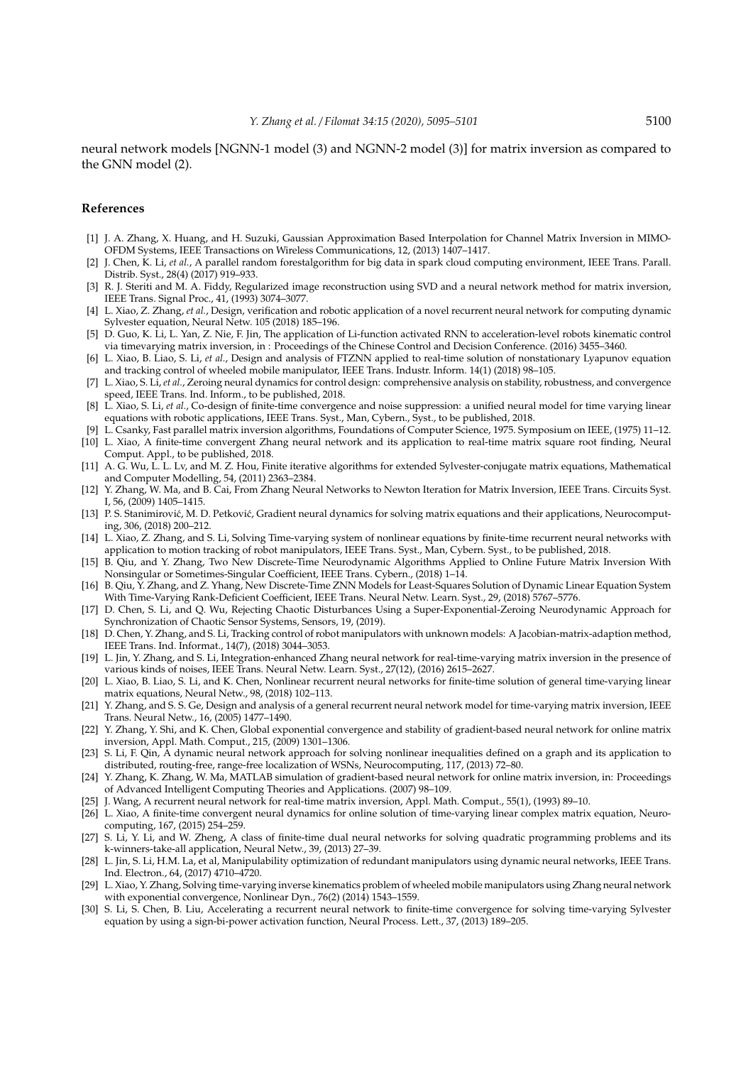neural network models [NGNN-1 model (3) and NGNN-2 model (3)] for matrix inversion as compared to the GNN model (2).

## References

[1] J. A. Zhang, X. Huang, and H. Suzuki, Gaussian Approximation Based Interpolation for Channel Matrix Inversion in MIMO-OFDM Systems, IEEE Transactions on Wireless Communications, 12, (2013) 1407–1417.

[2] J. Chen, K. Li, *et al.*, A parallel random forestalgorithm for big data in spark cloud computing environment, IEEE Trans. Parall. Distrib. Syst., 28(4) (2017) 919–933.

[3] R. J. Steriti and M. A. Fiddy, Regularized image reconstruction using SVD and a neural network method for matrix inversion, IEEE Trans. Signal Proc., 41, (1993) 3074–3077.

[4] L. Xiao, Z. Zhang, *et al.*, Design, verification and robotic application of a novel recurrent neural network for computing dynamic Sylvester equation, Neural Netw. 105 (2018) 185–196.

[5] D. Guo, K. Li, L. Yan, Z. Nie, F. Jin, The application of Li-function activated RNN to acceleration-level robots kinematic control via timevarying matrix inversion, in : Proceedings of the Chinese Control and Decision Conference. (2016) 3455–3460.

[6] L. Xiao, B. Liao, S. Li, *et al.*, Design and analysis of FTZNN applied to real-time solution of nonstationary Lyapunov equation and tracking control of wheeled mobile manipulator, IEEE Trans. Industr. Inform. 14(1) (2018) 98–105.

[7] L. Xiao, S. Li, *et al.*, Zeroing neural dynamics for control design: comprehensive analysis on stability, robustness, and convergence speed, IEEE Trans. Ind. Inform., to be published, 2018.

[8] L. Xiao, S. Li, *et al.*, Co-design of finite-time convergence and noise suppression: a unified neural model for time varying linear equations with robotic applications, IEEE Trans. Syst., Man, Cybern., Syst., to be published, 2018.

[9] L. Csanky, Fast parallel matrix inversion algorithms, Foundations of Computer Science, 1975. Symposium on IEEE, (1975) 11–12.

[10] L. Xiao, A finite-time convergent Zhang neural network and its application to real-time matrix square root finding, Neural Comput. Appl., to be published, 2018.

[11] A. G. Wu, L. L. Lv, and M. Z. Hou, Finite iterative algorithms for extended Sylvester-conjugate matrix equations, Mathematical and Computer Modelling, 54, (2011) 2363–2384.

[12] Y. Zhang, W. Ma, and B. Cai, From Zhang Neural Networks to Newton Iteration for Matrix Inversion, IEEE Trans. Circuits Syst. I, 56, (2009) 1405–1415.

[13] P. S. Stanimirović, M. D. Petković, Gradient neural dynamics for solving matrix equations and their applications, Neurocomputing, 306, (2018) 200–212.

[14] L. Xiao, Z. Zhang, and S. Li, Solving Time-varying system of nonlinear equations by finite-time recurrent neural networks with application to motion tracking of robot manipulators, IEEE Trans. Syst., Man, Cybern. Syst., to be published, 2018.

[15] B. Qiu, and Y. Zhang, Two New Discrete-Time Neurodynamic Algorithms Applied to Online Future Matrix Inversion With Nonsingular or Sometimes-Singular Coefficient, IEEE Trans. Cybern., (2018) 1–14.

[16] B. Qiu, Y. Zhang, and Z. Yhang, New Discrete-Time ZNN Models for Least-Squares Solution of Dynamic Linear Equation System With Time-Varying Rank-Deficient Coefficient, IEEE Trans. Neural Netw. Learn. Syst., 29, (2018) 5767–5776.

[17] D. Chen, S. Li, and Q. Wu, Rejecting Chaotic Disturbances Using a Super-Exponential-Zeroing Neurodynamic Approach for Synchronization of Chaotic Sensor Systems, Sensors, 19, (2019).

[18] D. Chen, Y. Zhang, and S. Li, Tracking control of robot manipulators with unknown models: A Jacobian-matrix-adaption method, IEEE Trans. Ind. Informat., 14(7), (2018) 3044–3053.

[19] L. Jin, Y. Zhang, and S. Li, Integration-enhanced Zhang neural network for real-time-varying matrix inversion in the presence of various kinds of noises, IEEE Trans. Neural Netw. Learn. Syst., 27(12), (2016) 2615–2627.

[20] L. Xiao, B. Liao, S. Li, and K. Chen, Nonlinear recurrent neural networks for finite-time solution of general time-varying linear matrix equations, Neural Netw., 98, (2018) 102–113.

[21] Y. Zhang, and S. S. Ge, Design and analysis of a general recurrent neural network model for time-varying matrix inversion, IEEE Trans. Neural Netw., 16, (2005) 1477–1490.

[22] Y. Zhang, Y. Shi, and K. Chen, Global exponential convergence and stability of gradient-based neural network for online matrix inversion, Appl. Math. Comput., 215, (2009) 1301–1306.

[23] S. Li, F. Qin, A dynamic neural network approach for solving nonlinear inequalities defined on a graph and its application to distributed, routing-free, range-free localization of WSNs, Neurocomputing, 117, (2013) 72–80.

[24] Y. Zhang, K. Zhang, W. Ma, MATLAB simulation of gradient-based neural network for online matrix inversion, in: Proceedings of Advanced Intelligent Computing Theories and Applications. (2007) 98–109.

[25] J. Wang, A recurrent neural network for real-time matrix inversion, Appl. Math. Comput., 55(1), (1993) 89–10.

[26] L. Xiao, A finite-time convergent neural dynamics for online solution of time-varying linear complex matrix equation, Neurocomputing, 167, (2015) 254–259.

[27] S. Li, Y. Li, and W. Zheng, A class of finite-time dual neural networks for solving quadratic programming problems and its k-winners-take-all application, Neural Netw., 39, (2013) 27–39.

[28] L. Jin, S. Li, H.M. La, et al, Manipulability optimization of redundant manipulators using dynamic neural networks, IEEE Trans. Ind. Electron., 64, (2017) 4710–4720.

[29] L. Xiao, Y. Zhang, Solving time-varying inverse kinematics problem of wheeled mobile manipulators using Zhang neural network with exponential convergence, Nonlinear Dyn., 76(2) (2014) 1543–1559.

[30] S. Li, S. Chen, B. Liu, Accelerating a recurrent neural network to finite-time convergence for solving time-varying Sylvester equation by using a sign-bi-power activation function, Neural Process. Lett., 37, (2013) 189–205.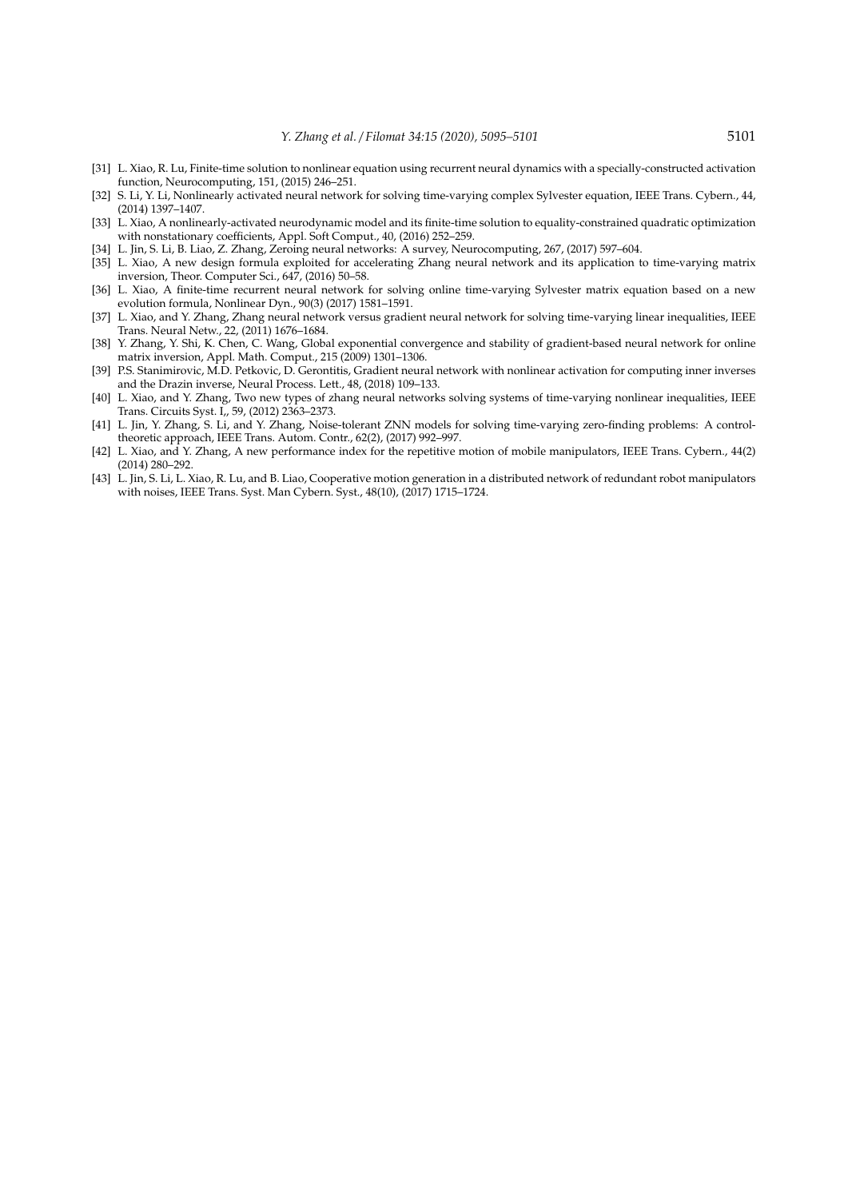[31] L. Xiao, R. Lu, Finite-time solution to nonlinear equation using recurrent neural dynamics with a specially-constructed activation function, Neurocomputing, 151, (2015) 246–251.

[32] S. Li, Y. Li, Nonlinearly activated neural network for solving time-varying complex Sylvester equation, IEEE Trans. Cybern., 44, (2014) 1397–1407.

[33] L. Xiao, A nonlinearly-activated neurodynamic model and its finite-time solution to equality-constrained quadratic optimization with nonstationary coefficients, Appl. Soft Comput., 40, (2016) 252–259.

[34] L. Jin, S. Li, B. Liao, Z. Zhang, Zeroing neural networks: A survey, Neurocomputing, 267, (2017) 597–604.

[35] L. Xiao, A new design formula exploited for accelerating Zhang neural network and its application to time-varying matrix inversion, Theor. Computer Sci., 647, (2016) 50–58.

[36] L. Xiao, A finite-time recurrent neural network for solving online time-varying Sylvester matrix equation based on a new evolution formula, Nonlinear Dyn., 90(3) (2017) 1581–1591.

[37] L. Xiao, and Y. Zhang, Zhang neural network versus gradient neural network for solving time-varying linear inequalities, IEEE Trans. Neural Netw., 22, (2011) 1676–1684.

[38] Y. Zhang, Y. Shi, K. Chen, C. Wang, Global exponential convergence and stability of gradient-based neural network for online matrix inversion, Appl. Math. Comput., 215 (2009) 1301–1306.

[39] P.S. Stanimirovic, M.D. Petkovic, D. Gerontitis, Gradient neural network with nonlinear activation for computing inner inverses and the Drazin inverse, Neural Process. Lett., 48, (2018) 109–133.

[40] L. Xiao, and Y. Zhang, Two new types of zhang neural networks solving systems of time-varying nonlinear inequalities, IEEE Trans. Circuits Syst. I,, 59, (2012) 2363–2373.

[41] L. Jin, Y. Zhang, S. Li, and Y. Zhang, Noise-tolerant ZNN models for solving time-varying zero-finding problems: A control-theoretic approach, IEEE Trans. Autom. Contr., 62(2), (2017) 992–997.

[42] L. Xiao, and Y. Zhang, A new performance index for the repetitive motion of mobile manipulators, IEEE Trans. Cybern., 44(2) (2014) 280–292.

[43] L. Jin, S. Li, L. Xiao, R. Lu, and B. Liao, Cooperative motion generation in a distributed network of redundant robot manipulators with noises, IEEE Trans. Syst. Man Cybern. Syst., 48(10), (2017) 1715–1724.